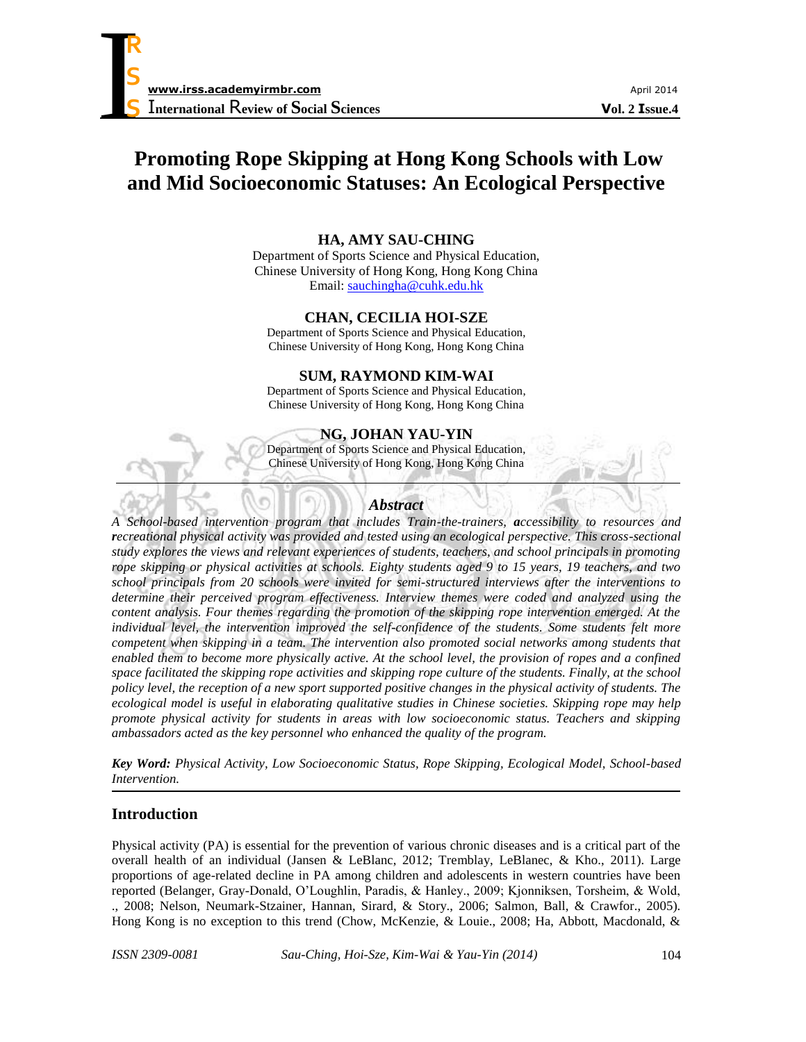# Promoting Rope Skipping at Hong Kong Schools with Low and Mid Socioeconomic Statuses: An Ecological Perspective

**HA, AMY SAU-CHING**
Department of Sports Science and Physical Education,
Chinese University of Hong Kong, Hong Kong China
Email: sauchingha@cuhk.edu.hk

**CHAN, CECILIA HOI-SZE**
Department of Sports Science and Physical Education,
Chinese University of Hong Kong, Hong Kong China

**SUM, RAYMOND KIM-WAI**
Department of Sports Science and Physical Education,
Chinese University of Hong Kong, Hong Kong China

**NG, JOHAN YAU-YIN**
Department of Sports Science and Physical Education,
Chinese University of Hong Kong, Hong Kong China

## *Abstract*

*A School-based intervention program that includes Train-the-trainers, **a**ccessibility to resources and **r**ecreational physical activity was provided and tested using an ecological perspective. This cross-sectional study explores the views and relevant experiences of students, teachers, and school principals in promoting rope skipping or physical activities at schools. Eighty students aged 9 to 15 years, 19 teachers, and two school principals from 20 schools were invited for semi-structured interviews after the interventions to determine their perceived program effectiveness. Interview themes were coded and analyzed using the content analysis. Four themes regarding the promotion of the skipping rope intervention emerged. At the individual level, the intervention improved the self-confidence of the students. Some students felt more competent when skipping in a team. The intervention also promoted social networks among students that enabled them to become more physically active. At the school level, the provision of ropes and a confined space facilitated the skipping rope activities and skipping rope culture of the students. Finally, at the school policy level, the reception of a new sport supported positive changes in the physical activity of students. The ecological model is useful in elaborating qualitative studies in Chinese societies. Skipping rope may help promote physical activity for students in areas with low socioeconomic status. Teachers and skipping ambassadors acted as the key personnel who enhanced the quality of the program.*

***Key Word:*** *Physical Activity, Low Socioeconomic Status, Rope Skipping, Ecological Model, School-based Intervention.*

## Introduction

Physical activity (PA) is essential for the prevention of various chronic diseases and is a critical part of the overall health of an individual (Jansen & LeBlanc, 2012; Tremblay, LeBlanec, & Kho., 2011). Large proportions of age-related decline in PA among children and adolescents in western countries have been reported (Belanger, Gray-Donald, O'Loughlin, Paradis, & Hanley., 2009; Kjonniksen, Torsheim, & Wold, ., 2008; Nelson, Neumark-Stzainer, Hannan, Sirard, & Story., 2006; Salmon, Ball, & Crawfor., 2005). Hong Kong is no exception to this trend (Chow, McKenzie, & Louie., 2008; Ha, Abbott, Macdonald, &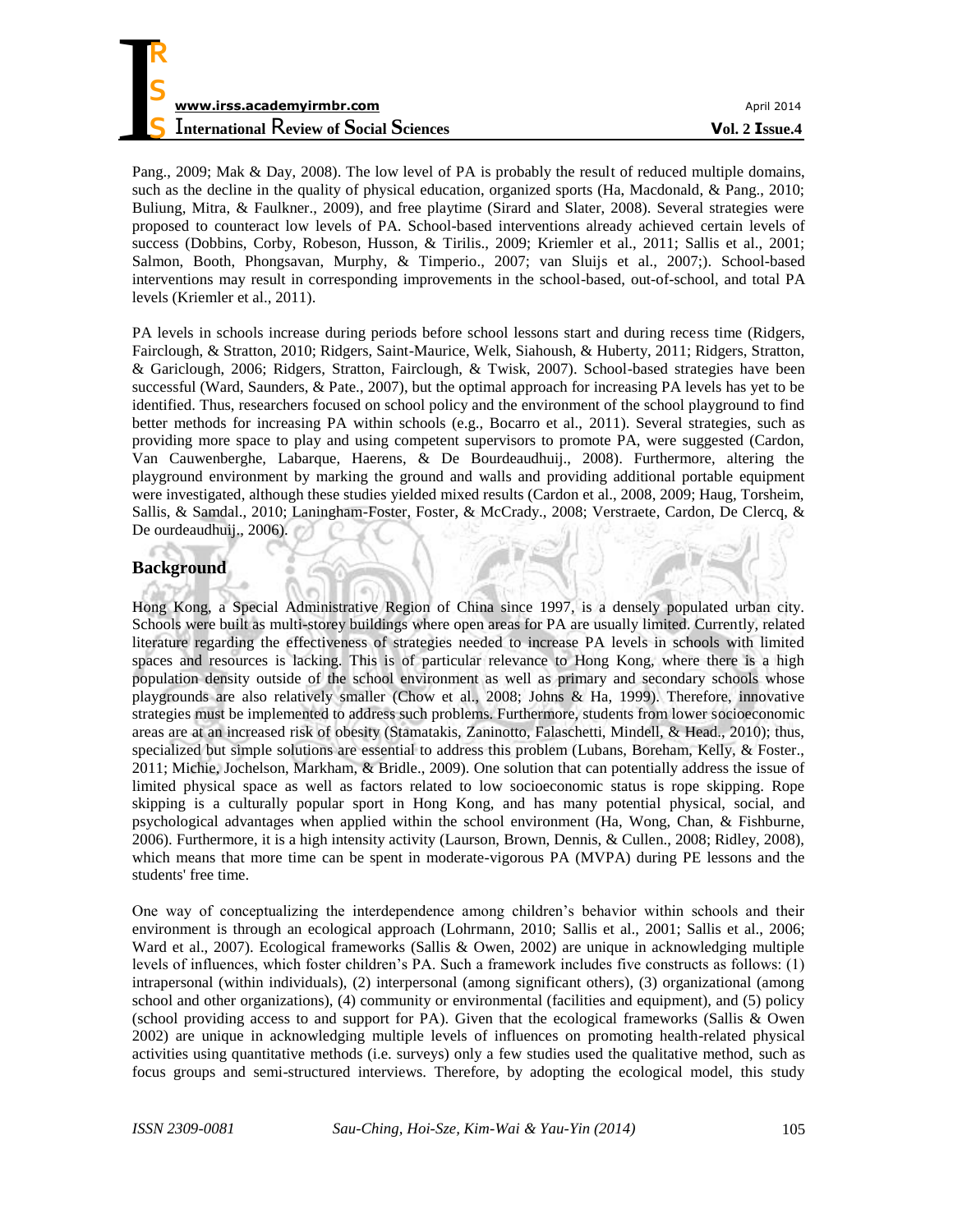Pang., 2009; Mak & Day, 2008). The low level of PA is probably the result of reduced multiple domains, such as the decline in the quality of physical education, organized sports (Ha, Macdonald, & Pang., 2010; Buliung, Mitra, & Faulkner., 2009), and free playtime (Sirard and Slater, 2008). Several strategies were proposed to counteract low levels of PA. School-based interventions already achieved certain levels of success (Dobbins, Corby, Robeson, Husson, & Tirilis., 2009; Kriemler et al., 2011; Sallis et al., 2001; Salmon, Booth, Phongsavan, Murphy, & Timperio., 2007; van Sluijs et al., 2007;). School-based interventions may result in corresponding improvements in the school-based, out-of-school, and total PA levels (Kriemler et al., 2011).

PA levels in schools increase during periods before school lessons start and during recess time (Ridgers, Fairclough, & Stratton, 2010; Ridgers, Saint-Maurice, Welk, Siahoush, & Huberty, 2011; Ridgers, Stratton, & Gariclough, 2006; Ridgers, Stratton, Fairclough, & Twisk, 2007). School-based strategies have been successful (Ward, Saunders, & Pate., 2007), but the optimal approach for increasing PA levels has yet to be identified. Thus, researchers focused on school policy and the environment of the school playground to find better methods for increasing PA within schools (e.g., Bocarro et al., 2011). Several strategies, such as providing more space to play and using competent supervisors to promote PA, were suggested (Cardon, Van Cauwenberghe, Labarque, Haerens, & De Bourdeaudhuij., 2008). Furthermore, altering the playground environment by marking the ground and walls and providing additional portable equipment were investigated, although these studies yielded mixed results (Cardon et al., 2008, 2009; Haug, Torsheim, Sallis, & Samdal., 2010; Laningham-Foster, Foster, & McCrady., 2008; Verstraete, Cardon, De Clercq, & De ourdeaudhuij., 2006).

## Background

Hong Kong, a Special Administrative Region of China since 1997, is a densely populated urban city. Schools were built as multi-storey buildings where open areas for PA are usually limited. Currently, related literature regarding the effectiveness of strategies needed to increase PA levels in schools with limited spaces and resources is lacking. This is of particular relevance to Hong Kong, where there is a high population density outside of the school environment as well as primary and secondary schools whose playgrounds are also relatively smaller (Chow et al., 2008; Johns & Ha, 1999). Therefore, innovative strategies must be implemented to address such problems. Furthermore, students from lower socioeconomic areas are at an increased risk of obesity (Stamatakis, Zaninotto, Falaschetti, Mindell, & Head., 2010); thus, specialized but simple solutions are essential to address this problem (Lubans, Boreham, Kelly, & Foster., 2011; Michie, Jochelson, Markham, & Bridle., 2009). One solution that can potentially address the issue of limited physical space as well as factors related to low socioeconomic status is rope skipping. Rope skipping is a culturally popular sport in Hong Kong, and has many potential physical, social, and psychological advantages when applied within the school environment (Ha, Wong, Chan, & Fishburne, 2006). Furthermore, it is a high intensity activity (Laurson, Brown, Dennis, & Cullen., 2008; Ridley, 2008), which means that more time can be spent in moderate-vigorous PA (MVPA) during PE lessons and the students' free time.

One way of conceptualizing the interdependence among children's behavior within schools and their environment is through an ecological approach (Lohrmann, 2010; Sallis et al., 2001; Sallis et al., 2006; Ward et al., 2007). Ecological frameworks (Sallis & Owen, 2002) are unique in acknowledging multiple levels of influences, which foster children's PA. Such a framework includes five constructs as follows: (1) intrapersonal (within individuals), (2) interpersonal (among significant others), (3) organizational (among school and other organizations), (4) community or environmental (facilities and equipment), and (5) policy (school providing access to and support for PA). Given that the ecological frameworks (Sallis & Owen 2002) are unique in acknowledging multiple levels of influences on promoting health-related physical activities using quantitative methods (i.e. surveys) only a few studies used the qualitative method, such as focus groups and semi-structured interviews. Therefore, by adopting the ecological model, this study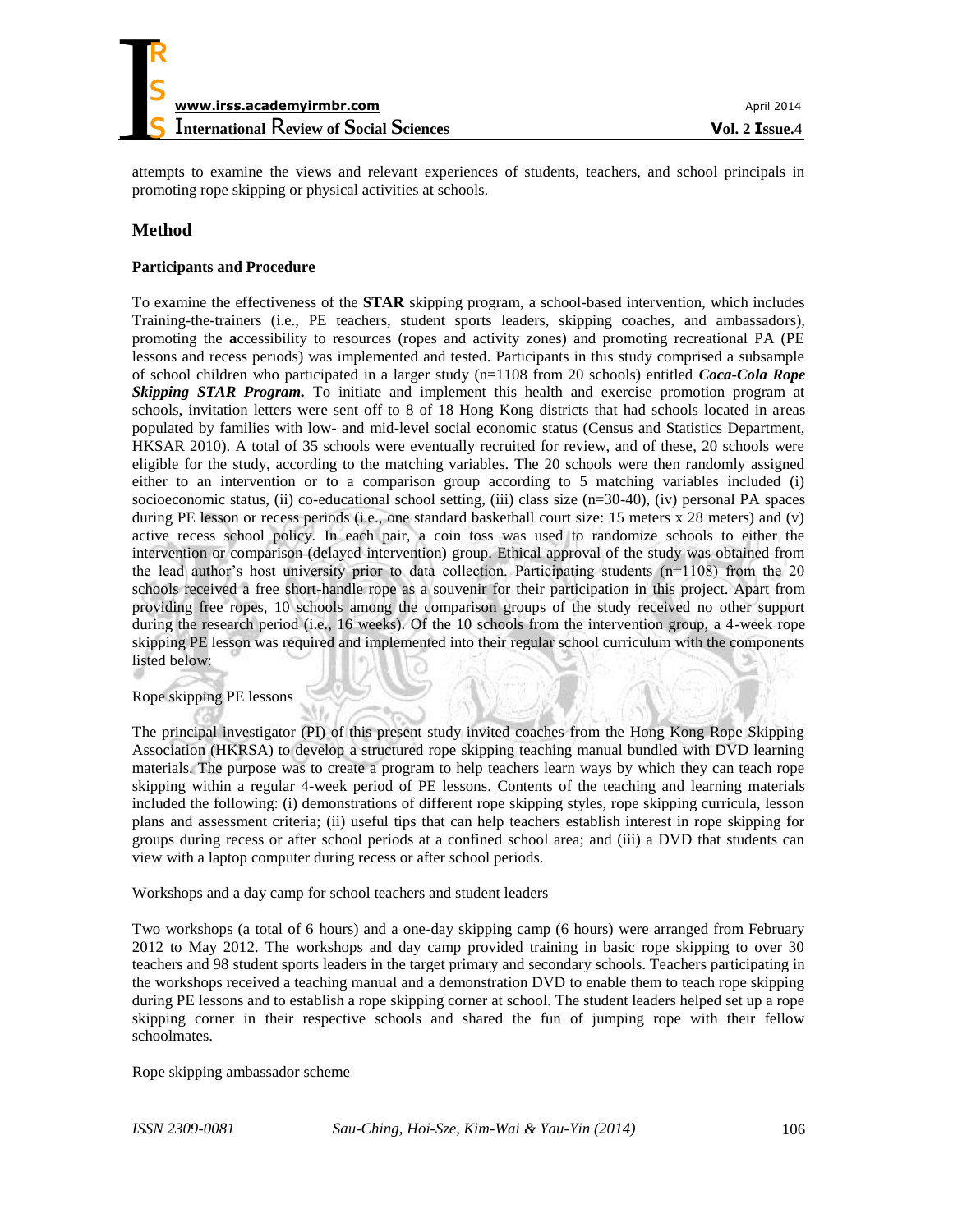attempts to examine the views and relevant experiences of students, teachers, and school principals in promoting rope skipping or physical activities at schools.

## Method

### Participants and Procedure

To examine the effectiveness of the **STAR** skipping program, a school-based intervention, which includes Training-the-trainers (i.e., PE teachers, student sports leaders, skipping coaches, and ambassadors), promoting the **a**ccessibility to resources (ropes and activity zones) and promoting recreational PA (PE lessons and recess periods) was implemented and tested. Participants in this study comprised a subsample of school children who participated in a larger study (n=1108 from 20 schools) entitled ***Coca-Cola Rope Skipping STAR Program.*** To initiate and implement this health and exercise promotion program at schools, invitation letters were sent off to 8 of 18 Hong Kong districts that had schools located in areas populated by families with low- and mid-level social economic status (Census and Statistics Department, HKSAR 2010). A total of 35 schools were eventually recruited for review, and of these, 20 schools were eligible for the study, according to the matching variables. The 20 schools were then randomly assigned either to an intervention or to a comparison group according to 5 matching variables included (i) socioeconomic status, (ii) co-educational school setting, (iii) class size (n=30-40), (iv) personal PA spaces during PE lesson or recess periods (i.e., one standard basketball court size: 15 meters x 28 meters) and (v) active recess school policy. In each pair, a coin toss was used to randomize schools to either the intervention or comparison (delayed intervention) group. Ethical approval of the study was obtained from the lead author's host university prior to data collection. Participating students (n=1108) from the 20 schools received a free short-handle rope as a souvenir for their participation in this project. Apart from providing free ropes, 10 schools among the comparison groups of the study received no other support during the research period (i.e., 16 weeks). Of the 10 schools from the intervention group, a 4-week rope skipping PE lesson was required and implemented into their regular school curriculum with the components listed below:

Rope skipping PE lessons

The principal investigator (PI) of this present study invited coaches from the Hong Kong Rope Skipping Association (HKRSA) to develop a structured rope skipping teaching manual bundled with DVD learning materials. The purpose was to create a program to help teachers learn ways by which they can teach rope skipping within a regular 4-week period of PE lessons. Contents of the teaching and learning materials included the following: (i) demonstrations of different rope skipping styles, rope skipping curricula, lesson plans and assessment criteria; (ii) useful tips that can help teachers establish interest in rope skipping for groups during recess or after school periods at a confined school area; and (iii) a DVD that students can view with a laptop computer during recess or after school periods.

Workshops and a day camp for school teachers and student leaders

Two workshops (a total of 6 hours) and a one-day skipping camp (6 hours) were arranged from February 2012 to May 2012. The workshops and day camp provided training in basic rope skipping to over 30 teachers and 98 student sports leaders in the target primary and secondary schools. Teachers participating in the workshops received a teaching manual and a demonstration DVD to enable them to teach rope skipping during PE lessons and to establish a rope skipping corner at school. The student leaders helped set up a rope skipping corner in their respective schools and shared the fun of jumping rope with their fellow schoolmates.

Rope skipping ambassador scheme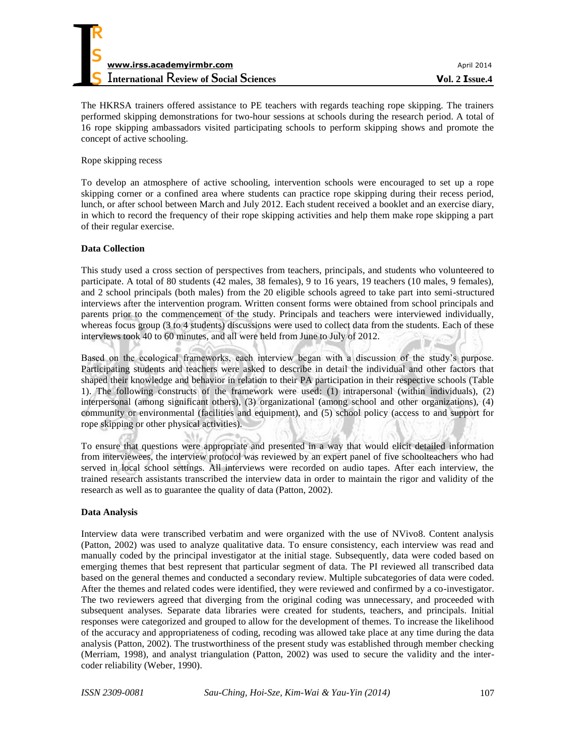The HKRSA trainers offered assistance to PE teachers with regards teaching rope skipping. The trainers performed skipping demonstrations for two-hour sessions at schools during the research period. A total of 16 rope skipping ambassadors visited participating schools to perform skipping shows and promote the concept of active schooling.

Rope skipping recess

To develop an atmosphere of active schooling, intervention schools were encouraged to set up a rope skipping corner or a confined area where students can practice rope skipping during their recess period, lunch, or after school between March and July 2012. Each student received a booklet and an exercise diary, in which to record the frequency of their rope skipping activities and help them make rope skipping a part of their regular exercise.

**Data Collection**

This study used a cross section of perspectives from teachers, principals, and students who volunteered to participate. A total of 80 students (42 males, 38 females), 9 to 16 years, 19 teachers (10 males, 9 females), and 2 school principals (both males) from the 20 eligible schools agreed to take part into semi-structured interviews after the intervention program. Written consent forms were obtained from school principals and parents prior to the commencement of the study. Principals and teachers were interviewed individually, whereas focus group (3 to 4 students) discussions were used to collect data from the students. Each of these interviews took 40 to 60 minutes, and all were held from June to July of 2012.

Based on the ecological frameworks, each interview began with a discussion of the study's purpose. Participating students and teachers were asked to describe in detail the individual and other factors that shaped their knowledge and behavior in relation to their PA participation in their respective schools (Table 1). The following constructs of the framework were used: (1) intrapersonal (within individuals), (2) interpersonal (among significant others), (3) organizational (among school and other organizations), (4) community or environmental (facilities and equipment), and (5) school policy (access to and support for rope skipping or other physical activities).

To ensure that questions were appropriate and presented in a way that would elicit detailed information from interviewees, the interview protocol was reviewed by an expert panel of five schoolteachers who had served in local school settings. All interviews were recorded on audio tapes. After each interview, the trained research assistants transcribed the interview data in order to maintain the rigor and validity of the research as well as to guarantee the quality of data (Patton, 2002).

**Data Analysis**

Interview data were transcribed verbatim and were organized with the use of NVivo8. Content analysis (Patton, 2002) was used to analyze qualitative data. To ensure consistency, each interview was read and manually coded by the principal investigator at the initial stage. Subsequently, data were coded based on emerging themes that best represent that particular segment of data. The PI reviewed all transcribed data based on the general themes and conducted a secondary review. Multiple subcategories of data were coded. After the themes and related codes were identified, they were reviewed and confirmed by a co-investigator. The two reviewers agreed that diverging from the original coding was unnecessary, and proceeded with subsequent analyses. Separate data libraries were created for students, teachers, and principals. Initial responses were categorized and grouped to allow for the development of themes. To increase the likelihood of the accuracy and appropriateness of coding, recoding was allowed take place at any time during the data analysis (Patton, 2002). The trustworthiness of the present study was established through member checking (Merriam, 1998), and analyst triangulation (Patton, 2002) was used to secure the validity and the inter-coder reliability (Weber, 1990).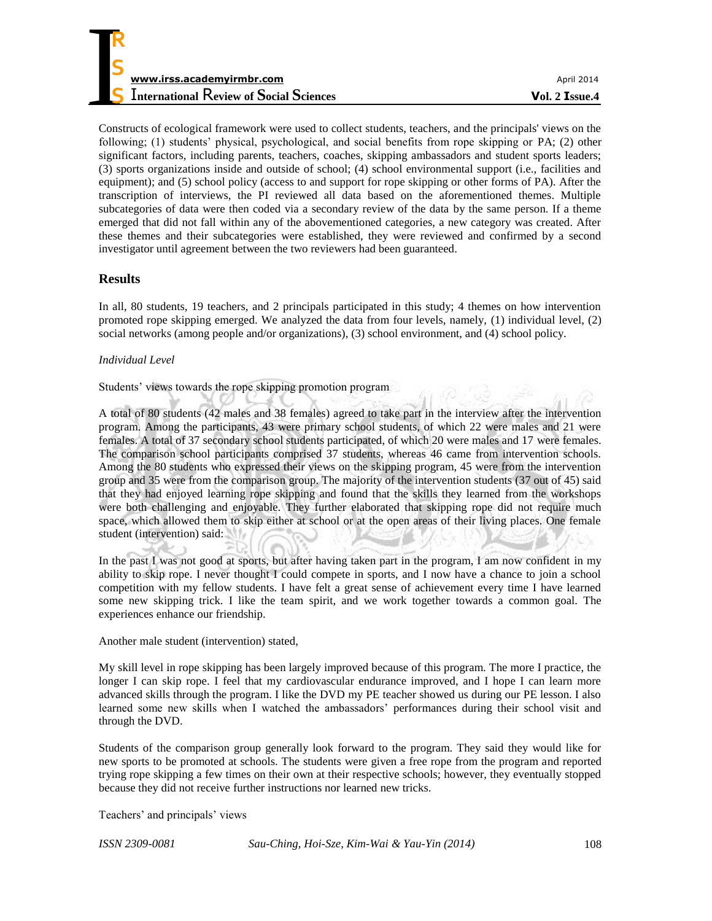Constructs of ecological framework were used to collect students, teachers, and the principals' views on the following; (1) students' physical, psychological, and social benefits from rope skipping or PA; (2) other significant factors, including parents, teachers, coaches, skipping ambassadors and student sports leaders; (3) sports organizations inside and outside of school; (4) school environmental support (i.e., facilities and equipment); and (5) school policy (access to and support for rope skipping or other forms of PA). After the transcription of interviews, the PI reviewed all data based on the aforementioned themes. Multiple subcategories of data were then coded via a secondary review of the data by the same person. If a theme emerged that did not fall within any of the abovementioned categories, a new category was created. After these themes and their subcategories were established, they were reviewed and confirmed by a second investigator until agreement between the two reviewers had been guaranteed.

## Results

In all, 80 students, 19 teachers, and 2 principals participated in this study; 4 themes on how intervention promoted rope skipping emerged. We analyzed the data from four levels, namely, (1) individual level, (2) social networks (among people and/or organizations), (3) school environment, and (4) school policy.

*Individual Level*

Students' views towards the rope skipping promotion program

A total of 80 students (42 males and 38 females) agreed to take part in the interview after the intervention program. Among the participants, 43 were primary school students, of which 22 were males and 21 were females. A total of 37 secondary school students participated, of which 20 were males and 17 were females. The comparison school participants comprised 37 students, whereas 46 came from intervention schools. Among the 80 students who expressed their views on the skipping program, 45 were from the intervention group and 35 were from the comparison group. The majority of the intervention students (37 out of 45) said that they had enjoyed learning rope skipping and found that the skills they learned from the workshops were both challenging and enjoyable. They further elaborated that skipping rope did not require much space, which allowed them to skip either at school or at the open areas of their living places. One female student (intervention) said:

In the past I was not good at sports, but after having taken part in the program, I am now confident in my ability to skip rope. I never thought I could compete in sports, and I now have a chance to join a school competition with my fellow students. I have felt a great sense of achievement every time I have learned some new skipping trick. I like the team spirit, and we work together towards a common goal. The experiences enhance our friendship.

Another male student (intervention) stated,

My skill level in rope skipping has been largely improved because of this program. The more I practice, the longer I can skip rope. I feel that my cardiovascular endurance improved, and I hope I can learn more advanced skills through the program. I like the DVD my PE teacher showed us during our PE lesson. I also learned some new skills when I watched the ambassadors' performances during their school visit and through the DVD.

Students of the comparison group generally look forward to the program. They said they would like for new sports to be promoted at schools. The students were given a free rope from the program and reported trying rope skipping a few times on their own at their respective schools; however, they eventually stopped because they did not receive further instructions nor learned new tricks.

Teachers' and principals' views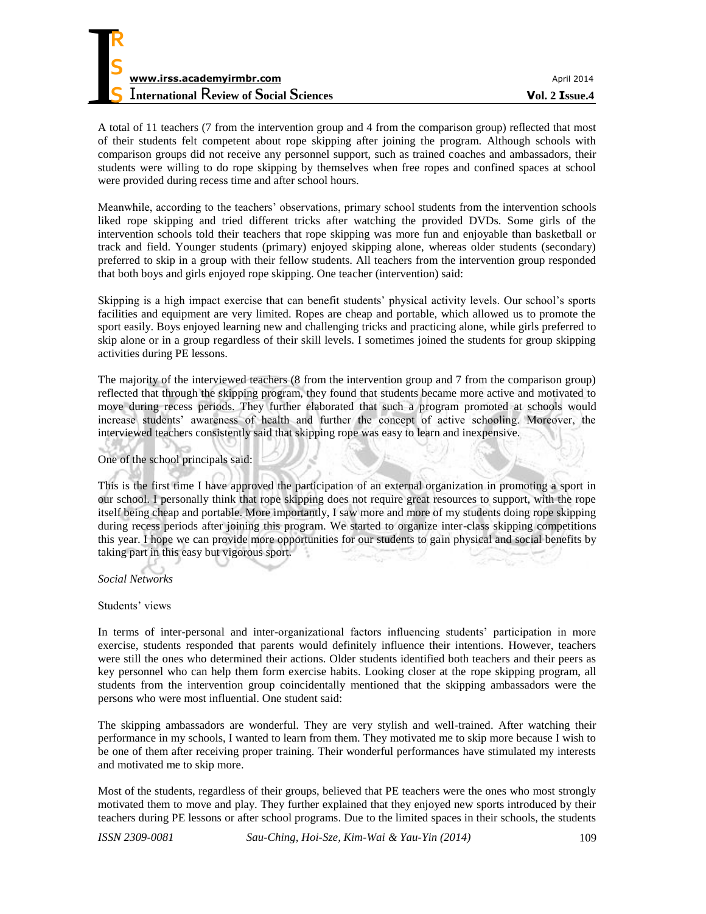A total of 11 teachers (7 from the intervention group and 4 from the comparison group) reflected that most of their students felt competent about rope skipping after joining the program. Although schools with comparison groups did not receive any personnel support, such as trained coaches and ambassadors, their students were willing to do rope skipping by themselves when free ropes and confined spaces at school were provided during recess time and after school hours.

Meanwhile, according to the teachers' observations, primary school students from the intervention schools liked rope skipping and tried different tricks after watching the provided DVDs. Some girls of the intervention schools told their teachers that rope skipping was more fun and enjoyable than basketball or track and field. Younger students (primary) enjoyed skipping alone, whereas older students (secondary) preferred to skip in a group with their fellow students. All teachers from the intervention group responded that both boys and girls enjoyed rope skipping. One teacher (intervention) said:

Skipping is a high impact exercise that can benefit students' physical activity levels. Our school's sports facilities and equipment are very limited. Ropes are cheap and portable, which allowed us to promote the sport easily. Boys enjoyed learning new and challenging tricks and practicing alone, while girls preferred to skip alone or in a group regardless of their skill levels. I sometimes joined the students for group skipping activities during PE lessons.

The majority of the interviewed teachers (8 from the intervention group and 7 from the comparison group) reflected that through the skipping program, they found that students became more active and motivated to move during recess periods. They further elaborated that such a program promoted at schools would increase students' awareness of health and further the concept of active schooling. Moreover, the interviewed teachers consistently said that skipping rope was easy to learn and inexpensive.

One of the school principals said:

This is the first time I have approved the participation of an external organization in promoting a sport in our school. I personally think that rope skipping does not require great resources to support, with the rope itself being cheap and portable. More importantly, I saw more and more of my students doing rope skipping during recess periods after joining this program. We started to organize inter-class skipping competitions this year. I hope we can provide more opportunities for our students to gain physical and social benefits by taking part in this easy but vigorous sport.

*Social Networks*

Students' views

In terms of inter-personal and inter-organizational factors influencing students' participation in more exercise, students responded that parents would definitely influence their intentions. However, teachers were still the ones who determined their actions. Older students identified both teachers and their peers as key personnel who can help them form exercise habits. Looking closer at the rope skipping program, all students from the intervention group coincidentally mentioned that the skipping ambassadors were the persons who were most influential. One student said:

The skipping ambassadors are wonderful. They are very stylish and well-trained. After watching their performance in my schools, I wanted to learn from them. They motivated me to skip more because I wish to be one of them after receiving proper training. Their wonderful performances have stimulated my interests and motivated me to skip more.

Most of the students, regardless of their groups, believed that PE teachers were the ones who most strongly motivated them to move and play. They further explained that they enjoyed new sports introduced by their teachers during PE lessons or after school programs. Due to the limited spaces in their schools, the students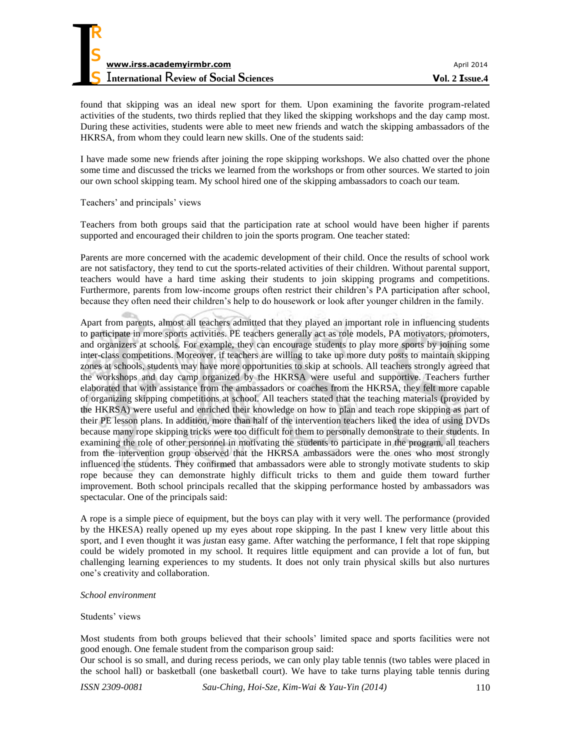found that skipping was an ideal new sport for them. Upon examining the favorite program-related activities of the students, two thirds replied that they liked the skipping workshops and the day camp most. During these activities, students were able to meet new friends and watch the skipping ambassadors of the HKRSA, from whom they could learn new skills. One of the students said:

I have made some new friends after joining the rope skipping workshops. We also chatted over the phone some time and discussed the tricks we learned from the workshops or from other sources. We started to join our own school skipping team. My school hired one of the skipping ambassadors to coach our team.

Teachers' and principals' views

Teachers from both groups said that the participation rate at school would have been higher if parents supported and encouraged their children to join the sports program. One teacher stated:

Parents are more concerned with the academic development of their child. Once the results of school work are not satisfactory, they tend to cut the sports-related activities of their children. Without parental support, teachers would have a hard time asking their students to join skipping programs and competitions. Furthermore, parents from low-income groups often restrict their children's PA participation after school, because they often need their children's help to do housework or look after younger children in the family.

Apart from parents, almost all teachers admitted that they played an important role in influencing students to participate in more sports activities. PE teachers generally act as role models, PA motivators, promoters, and organizers at schools. For example, they can encourage students to play more sports by joining some inter-class competitions. Moreover, if teachers are willing to take up more duty posts to maintain skipping zones at schools, students may have more opportunities to skip at schools. All teachers strongly agreed that the workshops and day camp organized by the HKRSA were useful and supportive. Teachers further elaborated that with assistance from the ambassadors or coaches from the HKRSA, they felt more capable of organizing skipping competitions at school. All teachers stated that the teaching materials (provided by the HKRSA) were useful and enriched their knowledge on how to plan and teach rope skipping as part of their PE lesson plans. In addition, more than half of the intervention teachers liked the idea of using DVDs because many rope skipping tricks were too difficult for them to personally demonstrate to their students. In examining the role of other personnel in motivating the students to participate in the program, all teachers from the intervention group observed that the HKRSA ambassadors were the ones who most strongly influenced the students. They confirmed that ambassadors were able to strongly motivate students to skip rope because they can demonstrate highly difficult tricks to them and guide them toward further improvement. Both school principals recalled that the skipping performance hosted by ambassadors was spectacular. One of the principals said:

A rope is a simple piece of equipment, but the boys can play with it very well. The performance (provided by the HKESA) really opened up my eyes about rope skipping. In the past I knew very little about this sport, and I even thought it was *just*an easy game. After watching the performance, I felt that rope skipping could be widely promoted in my school. It requires little equipment and can provide a lot of fun, but challenging learning experiences to my students. It does not only train physical skills but also nurtures one's creativity and collaboration.

*School environment*

Students' views

Most students from both groups believed that their schools' limited space and sports facilities were not good enough. One female student from the comparison group said:
Our school is so small, and during recess periods, we can only play table tennis (two tables were placed in the school hall) or basketball (one basketball court). We have to take turns playing table tennis during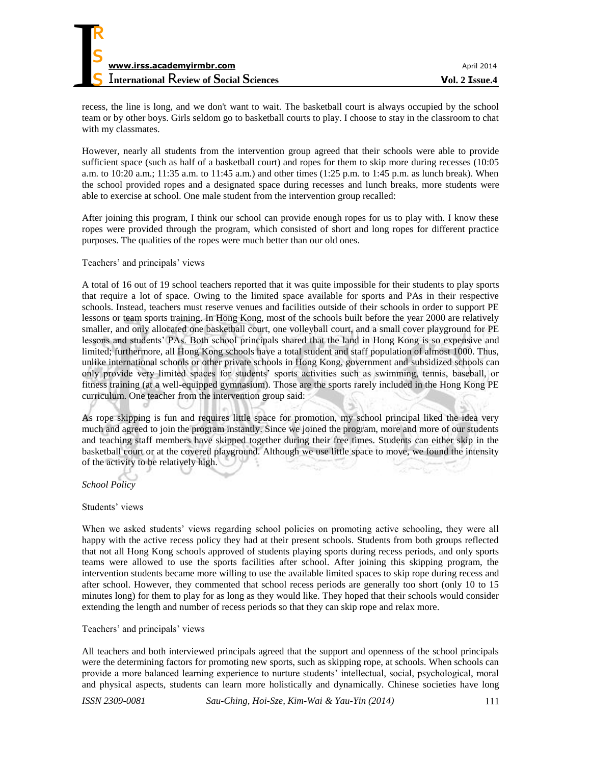recess, the line is long, and we don't want to wait. The basketball court is always occupied by the school team or by other boys. Girls seldom go to basketball courts to play. I choose to stay in the classroom to chat with my classmates.

However, nearly all students from the intervention group agreed that their schools were able to provide sufficient space (such as half of a basketball court) and ropes for them to skip more during recesses (10:05 a.m. to 10:20 a.m.; 11:35 a.m. to 11:45 a.m.) and other times (1:25 p.m. to 1:45 p.m. as lunch break). When the school provided ropes and a designated space during recesses and lunch breaks, more students were able to exercise at school. One male student from the intervention group recalled:

After joining this program, I think our school can provide enough ropes for us to play with. I know these ropes were provided through the program, which consisted of short and long ropes for different practice purposes. The qualities of the ropes were much better than our old ones.

Teachers' and principals' views

A total of 16 out of 19 school teachers reported that it was quite impossible for their students to play sports that require a lot of space. Owing to the limited space available for sports and PAs in their respective schools. Instead, teachers must reserve venues and facilities outside of their schools in order to support PE lessons or team sports training. In Hong Kong, most of the schools built before the year 2000 are relatively smaller, and only allocated one basketball court, one volleyball court, and a small cover playground for PE lessons and students' PAs. Both school principals shared that the land in Hong Kong is so expensive and limited; furthermore, all Hong Kong schools have a total student and staff population of almost 1000. Thus, unlike international schools or other private schools in Hong Kong, government and subsidized schools can only provide very limited spaces for students' sports activities such as swimming, tennis, baseball, or fitness training (at a well-equipped gymnasium). Those are the sports rarely included in the Hong Kong PE curriculum. One teacher from the intervention group said:

As rope skipping is fun and requires little space for promotion, my school principal liked the idea very much and agreed to join the program instantly. Since we joined the program, more and more of our students and teaching staff members have skipped together during their free times. Students can either skip in the basketball court or at the covered playground. Although we use little space to move, we found the intensity of the activity to be relatively high.

*School Policy*

Students' views

When we asked students' views regarding school policies on promoting active schooling, they were all happy with the active recess policy they had at their present schools. Students from both groups reflected that not all Hong Kong schools approved of students playing sports during recess periods, and only sports teams were allowed to use the sports facilities after school. After joining this skipping program, the intervention students became more willing to use the available limited spaces to skip rope during recess and after school. However, they commented that school recess periods are generally too short (only 10 to 15 minutes long) for them to play for as long as they would like. They hoped that their schools would consider extending the length and number of recess periods so that they can skip rope and relax more.

Teachers' and principals' views

All teachers and both interviewed principals agreed that the support and openness of the school principals were the determining factors for promoting new sports, such as skipping rope, at schools. When schools can provide a more balanced learning experience to nurture students' intellectual, social, psychological, moral and physical aspects, students can learn more holistically and dynamically. Chinese societies have long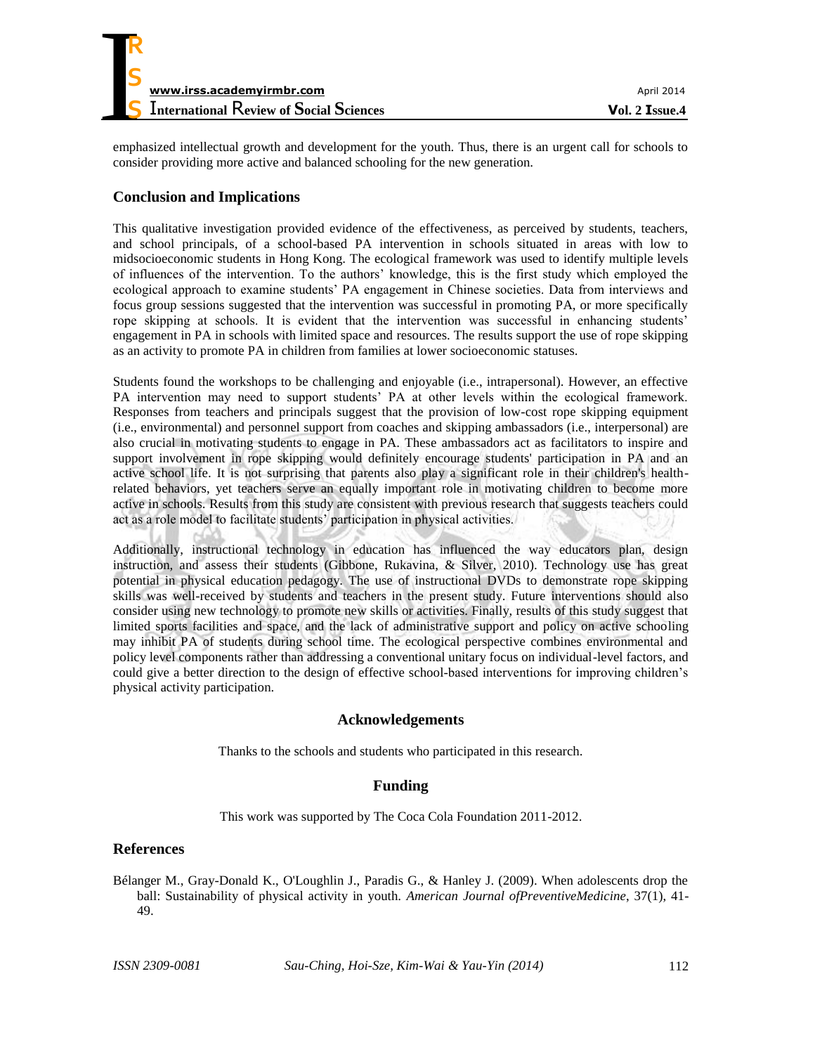emphasized intellectual growth and development for the youth. Thus, there is an urgent call for schools to consider providing more active and balanced schooling for the new generation.

## Conclusion and Implications

This qualitative investigation provided evidence of the effectiveness, as perceived by students, teachers, and school principals, of a school-based PA intervention in schools situated in areas with low to midsocioeconomic students in Hong Kong. The ecological framework was used to identify multiple levels of influences of the intervention. To the authors' knowledge, this is the first study which employed the ecological approach to examine students' PA engagement in Chinese societies. Data from interviews and focus group sessions suggested that the intervention was successful in promoting PA, or more specifically rope skipping at schools. It is evident that the intervention was successful in enhancing students' engagement in PA in schools with limited space and resources. The results support the use of rope skipping as an activity to promote PA in children from families at lower socioeconomic statuses.

Students found the workshops to be challenging and enjoyable (i.e., intrapersonal). However, an effective PA intervention may need to support students' PA at other levels within the ecological framework. Responses from teachers and principals suggest that the provision of low-cost rope skipping equipment (i.e., environmental) and personnel support from coaches and skipping ambassadors (i.e., interpersonal) are also crucial in motivating students to engage in PA. These ambassadors act as facilitators to inspire and support involvement in rope skipping would definitely encourage students' participation in PA and an active school life. It is not surprising that parents also play a significant role in their children's health-related behaviors, yet teachers serve an equally important role in motivating children to become more active in schools. Results from this study are consistent with previous research that suggests teachers could act as a role model to facilitate students' participation in physical activities.

Additionally, instructional technology in education has influenced the way educators plan, design instruction, and assess their students (Gibbone, Rukavina, & Silver, 2010). Technology use has great potential in physical education pedagogy. The use of instructional DVDs to demonstrate rope skipping skills was well-received by students and teachers in the present study. Future interventions should also consider using new technology to promote new skills or activities. Finally, results of this study suggest that limited sports facilities and space, and the lack of administrative support and policy on active schooling may inhibit PA of students during school time. The ecological perspective combines environmental and policy level components rather than addressing a conventional unitary focus on individual-level factors, and could give a better direction to the design of effective school-based interventions for improving children's physical activity participation.

## Acknowledgements

Thanks to the schools and students who participated in this research.

## Funding

This work was supported by The Coca Cola Foundation 2011-2012.

## References

Bélanger M., Gray-Donald K., O'Loughlin J., Paradis G., & Hanley J. (2009). When adolescents drop the ball: Sustainability of physical activity in youth. *American Journal ofPreventiveMedicine*, 37(1), 41-49.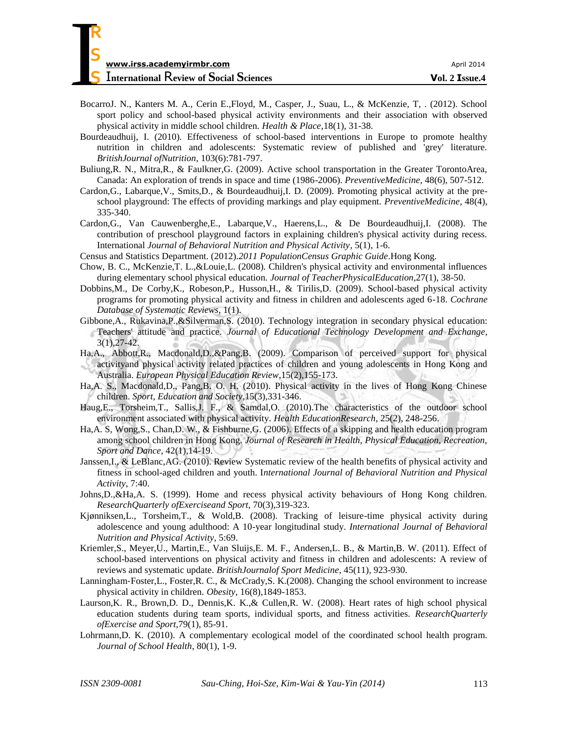BocarroJ. N., Kanters M. A., Cerin E.,Floyd, M., Casper, J., Suau, L., & McKenzie, T, . (2012). School sport policy and school-based physical activity environments and their association with observed physical activity in middle school children. *Health & Place*,18(1), 31-38.

Bourdeaudhuij, I. (2010). Effectiveness of school-based interventions in Europe to promote healthy nutrition in children and adolescents: Systematic review of published and 'grey' literature. *BritishJournal ofNutrition*, 103(6):781-797.

Buliung,R. N., Mitra,R., & Faulkner,G. (2009). Active school transportation in the Greater TorontoArea, Canada: An exploration of trends in space and time (1986-2006). *PreventiveMedicine*, 48(6), 507-512.

Cardon,G., Labarque,V., Smits,D., & Bourdeaudhuij,I. D. (2009). Promoting physical activity at the pre-school playground: The effects of providing markings and play equipment. *PreventiveMedicine*, 48(4), 335-340.

Cardon,G., Van Cauwenberghe,E., Labarque,V., Haerens,L., & De Bourdeaudhuij,I. (2008). The contribution of preschool playground factors in explaining children's physical activity during recess. International *Journal of Behavioral Nutrition and Physical Activity*, 5(1), 1-6.

Census and Statistics Department. (2012).*2011 PopulationCensus Graphic Guide*.Hong Kong.

Chow, B. C., McKenzie,T. L.,&Louie,L. (2008). Children's physical activity and environmental influences during elementary school physical education. *Journal of TeacherPhysicalEducation*,27(1), 38-50.

Dobbins,M., De Corby,K., Robeson,P., Husson,H., & Tirilis,D. (2009). School-based physical activity programs for promoting physical activity and fitness in children and adolescents aged 6-18. *Cochrane Database of Systematic Reviews*, 1(1).

Gibbone,A., Rukavina,P.,&Silverman,S. (2010). Technology integration in secondary physical education: Teachers' attitude and practice. *Journal of Educational Technology Development and Exchange*, 3(1),27-42.

Ha,A., Abbott,R., Macdonald,D.,&Pang,B. (2009). Comparison of perceived support for physical activityand physical activity related practices of children and young adolescents in Hong Kong and Australia. *European Physical Education Review*,15(2),155-173.

Ha,A. S., Macdonald,D., Pang,B. O. H. (2010). Physical activity in the lives of Hong Kong Chinese children. *Sport, Education and Society*,15(3),331-346.

Haug,E., Torsheim,T., Sallis,J. F., & Samdal,O. (2010).The characteristics of the outdoor school environment associated with physical activity. *Health EducationResearch*, 25(2), 248-256.

Ha,A. S, Wong,S., Chan,D. W., & Fishburne,G. (2006). Effects of a skipping and health education program among school children in Hong Kong. *Journal of Research in Health, Physical Education, Recreation, Sport and Dance*, 42(1),14-19.

Janssen,I., & LeBlanc,AG. (2010). Review Systematic review of the health benefits of physical activity and fitness in school-aged children and youth. I*nternational Journal of Behavioral Nutrition and Physical Activity*, 7:40.

Johns,D.,&Ha,A. S. (1999). Home and recess physical activity behaviours of Hong Kong children. *ResearchQuarterly ofExerciseand Sport*, 70(3),319-323.

Kjønniksen,L., Torsheim,T., & Wold,B. (2008). Tracking of leisure-time physical activity during adolescence and young adulthood: A 10-year longitudinal study. *International Journal of Behavioral Nutrition and Physical Activity*, 5:69.

Kriemler,S., Meyer,U., Martin,E., Van Sluijs,E. M. F., Andersen,L. B., & Martin,B. W. (2011). Effect of school-based interventions on physical activity and fitness in children and adolescents: A review of reviews and systematic update. *BritishJournalof Sport Medicine*, 45(11), 923-930.

Lanningham-Foster,L., Foster,R. C., & McCrady,S. K.(2008). Changing the school environment to increase physical activity in children. *Obesity*, 16(8),1849-1853.

Laurson,K. R., Brown,D. D., Dennis,K. K.,& Cullen,R. W. (2008). Heart rates of high school physical education students during team sports, individual sports, and fitness activities. *ResearchQuarterly ofExercise and Sport*,79(1), 85-91.

Lohrmann,D. K. (2010). A complementary ecological model of the coordinated school health program. *Journal of School Health*, 80(1), 1-9.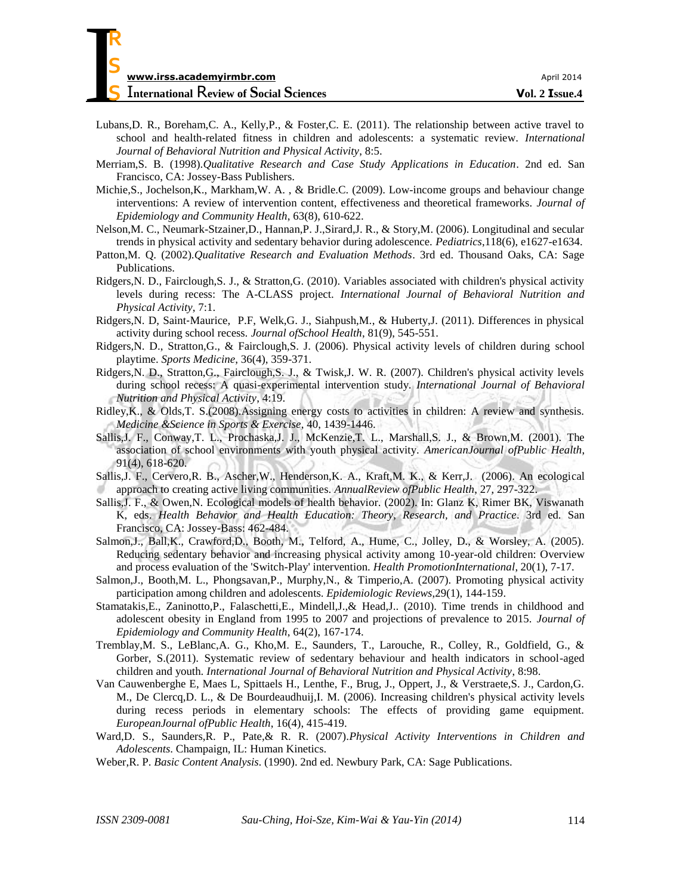Lubans,D. R., Boreham,C. A., Kelly,P., & Foster,C. E. (2011). The relationship between active travel to school and health-related fitness in children and adolescents: a systematic review. *International Journal of Behavioral Nutrition and Physical Activity*, 8:5.

Merriam,S. B. (1998).*Qualitative Research and Case Study Applications in Education*. 2nd ed. San Francisco, CA: Jossey-Bass Publishers.

Michie,S., Jochelson,K., Markham,W. A. , & Bridle.C. (2009). Low-income groups and behaviour change interventions: A review of intervention content, effectiveness and theoretical frameworks. *Journal of Epidemiology and Community Health*, 63(8), 610-622.

Nelson,M. C., Neumark-Stzainer,D., Hannan,P. J.,Sirard,J. R., & Story,M. (2006). Longitudinal and secular trends in physical activity and sedentary behavior during adolescence. *Pediatrics*,118(6), e1627-e1634.

Patton,M. Q. (2002).*Qualitative Research and Evaluation Methods*. 3rd ed. Thousand Oaks, CA: Sage Publications.

Ridgers,N. D., Fairclough,S. J., & Stratton,G. (2010). Variables associated with children's physical activity levels during recess: The A-CLASS project. *International Journal of Behavioral Nutrition and Physical Activity*, 7:1.

Ridgers,N. D, Saint-Maurice, P.F, Welk,G. J., Siahpush,M., & Huberty,J. (2011). Differences in physical activity during school recess. *Journal ofSchool Health*, 81(9), 545-551.

Ridgers,N. D., Stratton,G., & Fairclough,S. J. (2006). Physical activity levels of children during school playtime. *Sports Medicine*, 36(4), 359-371.

Ridgers,N. D., Stratton,G., Fairclough,S. J., & Twisk,J. W. R. (2007). Children's physical activity levels during school recess: A quasi-experimental intervention study. *International Journal of Behavioral Nutrition and Physical Activity*, 4:19.

Ridley,K., & Olds,T. S.(2008).Assigning energy costs to activities in children: A review and synthesis. *Medicine &Science in Sports & Exercise*, 40, 1439-1446.

Sallis,J. F., Conway,T. L., Prochaska,J. J., McKenzie,T. L., Marshall,S. J., & Brown,M. (2001). The association of school environments with youth physical activity. *AmericanJournal ofPublic Health*, 91(4), 618-620.

Sallis,J. F., Cervero,R. B., Ascher,W., Henderson,K. A., Kraft,M. K., & Kerr,J. (2006). An ecological approach to creating active living communities. *AnnualReview ofPublic Health*, 27, 297-322.

Sallis,J. F., & Owen,N. Ecological models of health behavior. (2002). In: Glanz K, Rimer BK, Viswanath K, eds. *Health Behavior and Health Education: Theory, Research, and Practice*. 3rd ed. San Francisco, CA: Jossey-Bass: 462-484.

Salmon,J., Ball,K., Crawford,D., Booth, M., Telford, A., Hume, C., Jolley, D., & Worsley, A. (2005). Reducing sedentary behavior and increasing physical activity among 10-year-old children: Overview and process evaluation of the 'Switch-Play' intervention. *Health PromotionInternational*, 20(1), 7-17.

Salmon,J., Booth,M. L., Phongsavan,P., Murphy,N., & Timperio,A. (2007). Promoting physical activity participation among children and adolescents. *Epidemiologic Reviews*,29(1), 144-159.

Stamatakis,E., Zaninotto,P., Falaschetti,E., Mindell,J.,& Head,J.. (2010). Time trends in childhood and adolescent obesity in England from 1995 to 2007 and projections of prevalence to 2015. *Journal of Epidemiology and Community Health*, 64(2), 167-174.

Tremblay,M. S., LeBlanc,A. G., Kho,M. E., Saunders, T., Larouche, R., Colley, R., Goldfield, G., & Gorber, S.(2011). Systematic review of sedentary behaviour and health indicators in school-aged children and youth. *International Journal of Behavioral Nutrition and Physical Activity*, 8:98.

Van Cauwenberghe E, Maes L, Spittaels H., Lenthe, F., Brug, J., Oppert, J., & Verstraete,S. J., Cardon,G. M., De Clercq,D. L., & De Bourdeaudhuij,I. M. (2006). Increasing children's physical activity levels during recess periods in elementary schools: The effects of providing game equipment. *EuropeanJournal ofPublic Health*, 16(4), 415-419.

Ward,D. S., Saunders,R. P., Pate,& R. R. (2007).*Physical Activity Interventions in Children and Adolescents*. Champaign, IL: Human Kinetics.

Weber,R. P. *Basic Content Analysis*. (1990). 2nd ed. Newbury Park, CA: Sage Publications.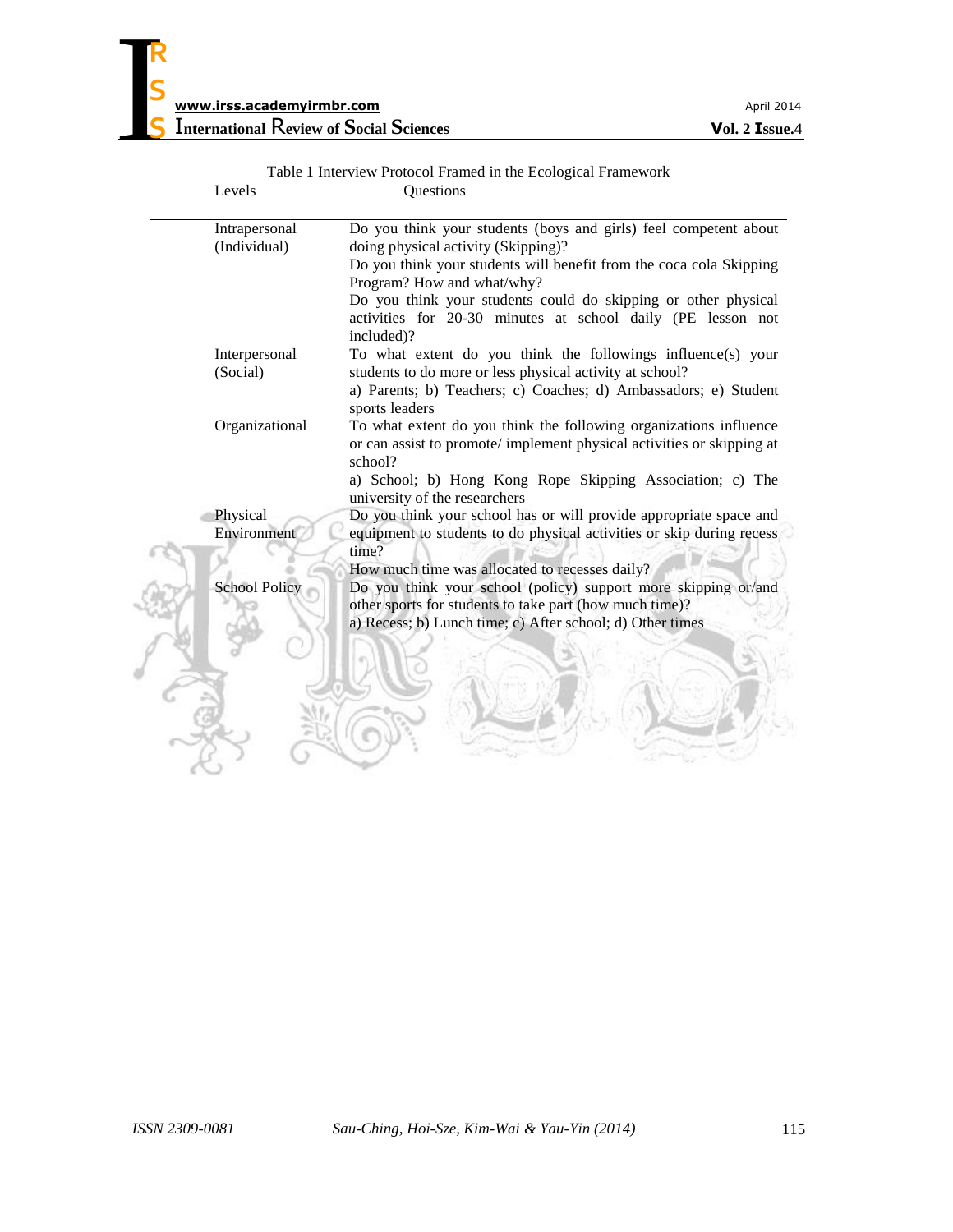Table 1 Interview Protocol Framed in the Ecological Framework

| Levels | Questions |
|---|---|
| Intrapersonal (Individual) | Do you think your students (boys and girls) feel competent about doing physical activity (Skipping)?<br>Do you think your students will benefit from the coca cola Skipping Program? How and what/why?<br>Do you think your students could do skipping or other physical activities for 20-30 minutes at school daily (PE lesson not included)? |
| Interpersonal (Social) | To what extent do you think the followings influence(s) your students to do more or less physical activity at school?<br>a) Parents; b) Teachers; c) Coaches; d) Ambassadors; e) Student sports leaders |
| Organizational | To what extent do you think the following organizations influence or can assist to promote/ implement physical activities or skipping at school?<br>a) School; b) Hong Kong Rope Skipping Association; c) The university of the researchers |
| Physical Environment | Do you think your school has or will provide appropriate space and equipment to students to do physical activities or skip during recess time?<br>How much time was allocated to recesses daily? |
| School Policy | Do you think your school (policy) support more skipping or/and other sports for students to take part (how much time)?<br>a) Recess; b) Lunch time; c) After school; d) Other times |